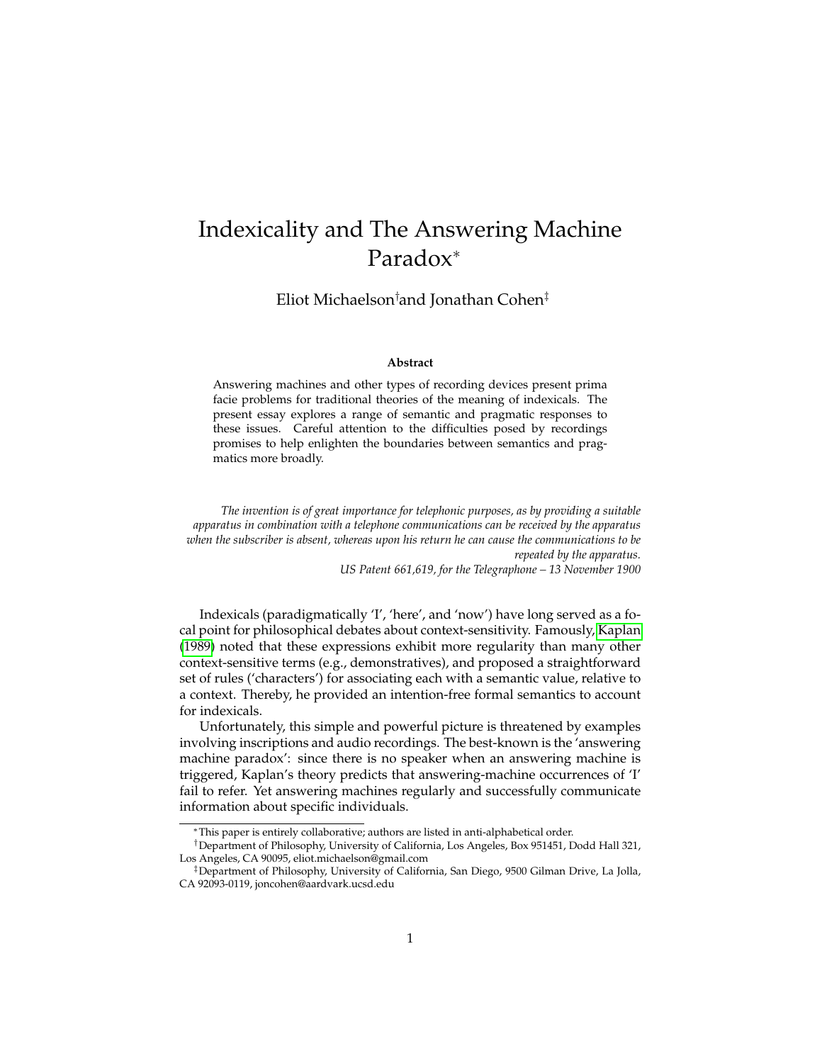# Indexicality and The Answering Machine Paradox*

Eliot Michaelson† and Jonathan Cohen‡

**Abstract**

Answering machines and other types of recording devices present prima facie problems for traditional theories of the meaning of indexicals. The present essay explores a range of semantic and pragmatic responses to these issues. Careful attention to the difficulties posed by recordings promises to help enlighten the boundaries between semantics and pragmatics more broadly.

*The invention is of great importance for telephonic purposes, as by providing a suitable apparatus in combination with a telephone communications can be received by the apparatus when the subscriber is absent, whereas upon his return he can cause the communications to be repeated by the apparatus.*
*US Patent 661,619, for the Telegraphone – 13 November 1900*

Indexicals (paradigmatically 'I', 'here', and 'now') have long served as a focal point for philosophical debates about context-sensitivity. Famously, Kaplan (1989) noted that these expressions exhibit more regularity than many other context-sensitive terms (e.g., demonstratives), and proposed a straightforward set of rules ('characters') for associating each with a semantic value, relative to a context. Thereby, he provided an intention-free formal semantics to account for indexicals.

Unfortunately, this simple and powerful picture is threatened by examples involving inscriptions and audio recordings. The best-known is the 'answering machine paradox': since there is no speaker when an answering machine is triggered, Kaplan's theory predicts that answering-machine occurrences of 'I' fail to refer. Yet answering machines regularly and successfully communicate information about specific individuals.

---

*This paper is entirely collaborative; authors are listed in anti-alphabetical order.

†Department of Philosophy, University of California, Los Angeles, Box 951451, Dodd Hall 321, Los Angeles, CA 90095, eliot.michaelson@gmail.com

‡Department of Philosophy, University of California, San Diego, 9500 Gilman Drive, La Jolla, CA 92093-0119, joncohen@aardvark.ucsd.edu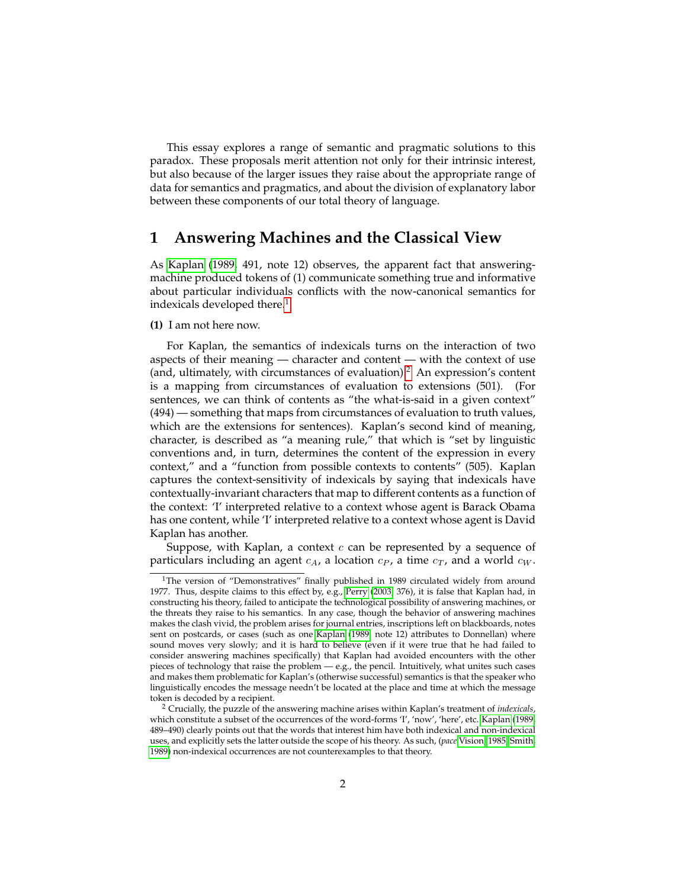This essay explores a range of semantic and pragmatic solutions to this paradox. These proposals merit attention not only for their intrinsic interest, but also because of the larger issues they raise about the appropriate range of data for semantics and pragmatics, and about the division of explanatory labor between these components of our total theory of language.

## 1 Answering Machines and the Classical View

As Kaplan (1989, 491, note 12) observes, the apparent fact that answering-machine produced tokens of (1) communicate something true and informative about particular individuals conflicts with the now-canonical semantics for indexicals developed there.[1]

**(1)** I am not here now.

For Kaplan, the semantics of indexicals turns on the interaction of two aspects of their meaning — character and content — with the context of use (and, ultimately, with circumstances of evaluation).[2] An expression's content is a mapping from circumstances of evaluation to extensions (501). (For sentences, we can think of contents as "the what-is-said in a given context" (494) — something that maps from circumstances of evaluation to truth values, which are the extensions for sentences). Kaplan's second kind of meaning, character, is described as "a meaning rule," that which is "set by linguistic conventions and, in turn, determines the content of the expression in every context," and a "function from possible contexts to contents" (505). Kaplan captures the context-sensitivity of indexicals by saying that indexicals have contextually-invariant characters that map to different contents as a function of the context: 'I' interpreted relative to a context whose agent is Barack Obama has one content, while 'I' interpreted relative to a context whose agent is David Kaplan has another.

Suppose, with Kaplan, a context $c$ can be represented by a sequence of particulars including an agent $c_A$, a location $c_P$, a time $c_T$, and a world $c_W$.

[1] The version of "Demonstratives" finally published in 1989 circulated widely from around 1977. Thus, despite claims to this effect by, e.g., Perry (2003, 376), it is false that Kaplan had, in constructing his theory, failed to anticipate the technological possibility of answering machines, or the threats they raise to his semantics. In any case, though the behavior of answering machines makes the clash vivid, the problem arises for journal entries, inscriptions left on blackboards, notes sent on postcards, or cases (such as one Kaplan (1989, note 12) attributes to Donnellan) where sound moves very slowly; and it is hard to believe (even if it were true that he had failed to consider answering machines specifically) that Kaplan had avoided encounters with the other pieces of technology that raise the problem — e.g., the pencil. Intuitively, what unites such cases and makes them problematic for Kaplan's (otherwise successful) semantics is that the speaker who linguistically encodes the message needn't be located at the place and time at which the message token is decoded by a recipient.

[2] Crucially, the puzzle of the answering machine arises within Kaplan's treatment of *indexicals*, which constitute a subset of the occurrences of the word-forms 'I', 'now', 'here', etc. Kaplan (1989, 489–490) clearly points out that the words that interest him have both indexical and non-indexical uses, and explicitly sets the latter outside the scope of his theory. As such, (*pace* Vision 1985, Smith 1989) non-indexical occurrences are not counterexamples to that theory.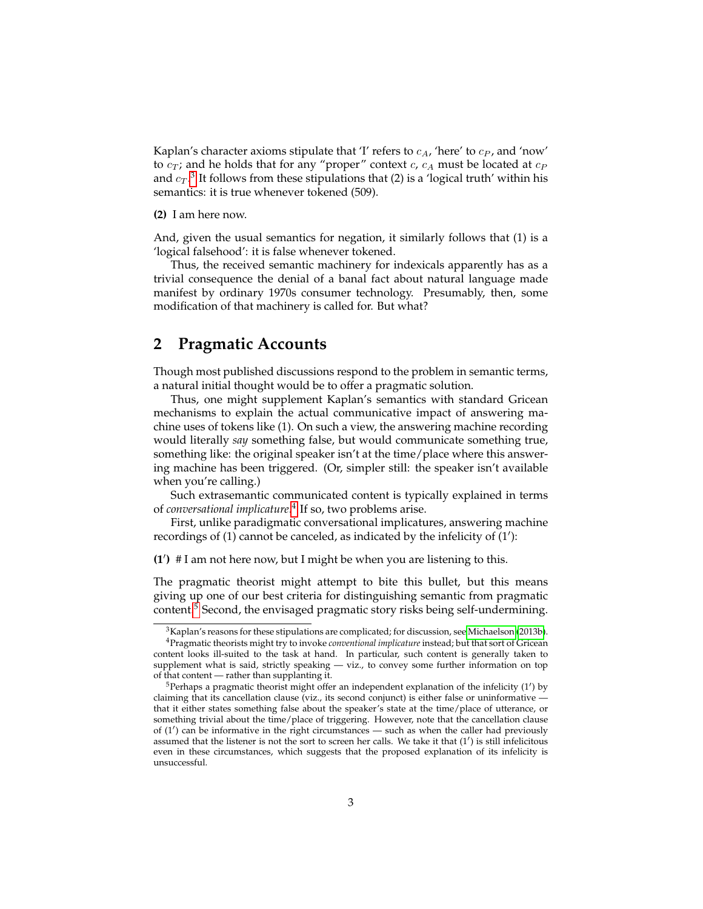Kaplan's character axioms stipulate that 'I' refers to $c_A$, 'here' to $c_P$, and 'now' to $c_T$; and he holds that for any "proper" context $c$, $c_A$ must be located at $c_P$ and $c_T$.[3] It follows from these stipulations that (2) is a 'logical truth' within his semantics: it is true whenever tokened (509).

**(2)** I am here now.

And, given the usual semantics for negation, it similarly follows that (1) is a 'logical falsehood': it is false whenever tokened.

Thus, the received semantic machinery for indexicals apparently has as a trivial consequence the denial of a banal fact about natural language made manifest by ordinary 1970s consumer technology. Presumably, then, some modification of that machinery is called for. But what?

## 2 Pragmatic Accounts

Though most published discussions respond to the problem in semantic terms, a natural initial thought would be to offer a pragmatic solution.

Thus, one might supplement Kaplan's semantics with standard Gricean mechanisms to explain the actual communicative impact of answering machine uses of tokens like (1). On such a view, the answering machine recording would literally *say* something false, but would communicate something true, something like: the original speaker isn't at the time/place where this answering machine has been triggered. (Or, simpler still: the speaker isn't available when you're calling.)

Such extrasemantic communicated content is typically explained in terms of *conversational implicature*.[4] If so, two problems arise.

First, unlike paradigmatic conversational implicatures, answering machine recordings of (1) cannot be canceled, as indicated by the infelicity of (1′):

**(1′)** # I am not here now, but I might be when you are listening to this.

The pragmatic theorist might attempt to bite this bullet, but this means giving up one of our best criteria for distinguishing semantic from pragmatic content.[5] Second, the envisaged pragmatic story risks being self-undermining.

---

[3] Kaplan's reasons for these stipulations are complicated; for discussion, see Michaelson (2013b).

[4] Pragmatic theorists might try to invoke *conventional implicature* instead; but that sort of Gricean content looks ill-suited to the task at hand. In particular, such content is generally taken to supplement what is said, strictly speaking — viz., to convey some further information on top of that content — rather than supplanting it.

[5] Perhaps a pragmatic theorist might offer an independent explanation of the infelicity (1′) by claiming that its cancellation clause (viz., its second conjunct) is either false or uninformative — that it either states something false about the speaker's state at the time/place of utterance, or something trivial about the time/place of triggering. However, note that the cancellation clause of (1′) can be informative in the right circumstances — such as when the caller had previously assumed that the listener is not the sort to screen her calls. We take it that (1′) is still infelicitous even in these circumstances, which suggests that the proposed explanation of its infelicity is unsuccessful.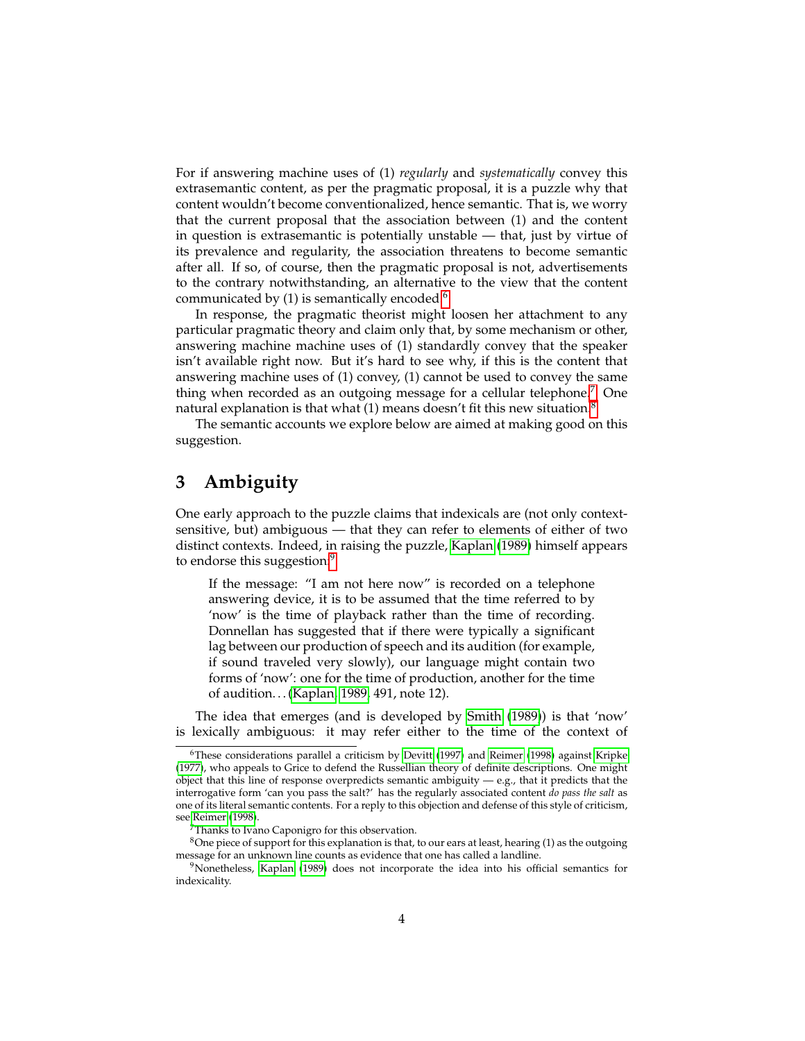For if answering machine uses of (1) *regularly* and *systematically* convey this extrasemantic content, as per the pragmatic proposal, it is a puzzle why that content wouldn't become conventionalized, hence semantic. That is, we worry that the current proposal that the association between (1) and the content in question is extrasemantic is potentially unstable — that, just by virtue of its prevalence and regularity, the association threatens to become semantic after all. If so, of course, then the pragmatic proposal is not, advertisements to the contrary notwithstanding, an alternative to the view that the content communicated by (1) is semantically encoded.[6]

In response, the pragmatic theorist might loosen her attachment to any particular pragmatic theory and claim only that, by some mechanism or other, answering machine machine uses of (1) standardly convey that the speaker isn't available right now. But it's hard to see why, if this is the content that answering machine uses of (1) convey, (1) cannot be used to convey the same thing when recorded as an outgoing message for a cellular telephone.[7] One natural explanation is that what (1) means doesn't fit this new situation.[8]

The semantic accounts we explore below are aimed at making good on this suggestion.

## 3 Ambiguity

One early approach to the puzzle claims that indexicals are (not only context-sensitive, but) ambiguous — that they can refer to elements of either of two distinct contexts. Indeed, in raising the puzzle, Kaplan (1989) himself appears to endorse this suggestion:[9]

> If the message: "I am not here now" is recorded on a telephone answering device, it is to be assumed that the time referred to by 'now' is the time of playback rather than the time of recording. Donnellan has suggested that if there were typically a significant lag between our production of speech and its audition (for example, if sound traveled very slowly), our language might contain two forms of 'now': one for the time of production, another for the time of audition... (Kaplan, 1989, 491, note 12).

The idea that emerges (and is developed by Smith (1989)) is that 'now' is lexically ambiguous: it may refer either to the time of the context of

---

[6] These considerations parallel a criticism by Devitt (1997) and Reimer (1998) against Kripke (1977), who appeals to Grice to defend the Russellian theory of definite descriptions. One might object that this line of response overpredicts semantic ambiguity — e.g., that it predicts that the interrogative form 'can you pass the salt?' has the regularly associated content *do pass the salt* as one of its literal semantic contents. For a reply to this objection and defense of this style of criticism, see Reimer (1998).

[7] Thanks to Ivano Caponigro for this observation.

[8] One piece of support for this explanation is that, to our ears at least, hearing (1) as the outgoing message for an unknown line counts as evidence that one has called a landline.

[9] Nonetheless, Kaplan (1989) does not incorporate the idea into his official semantics for indexicality.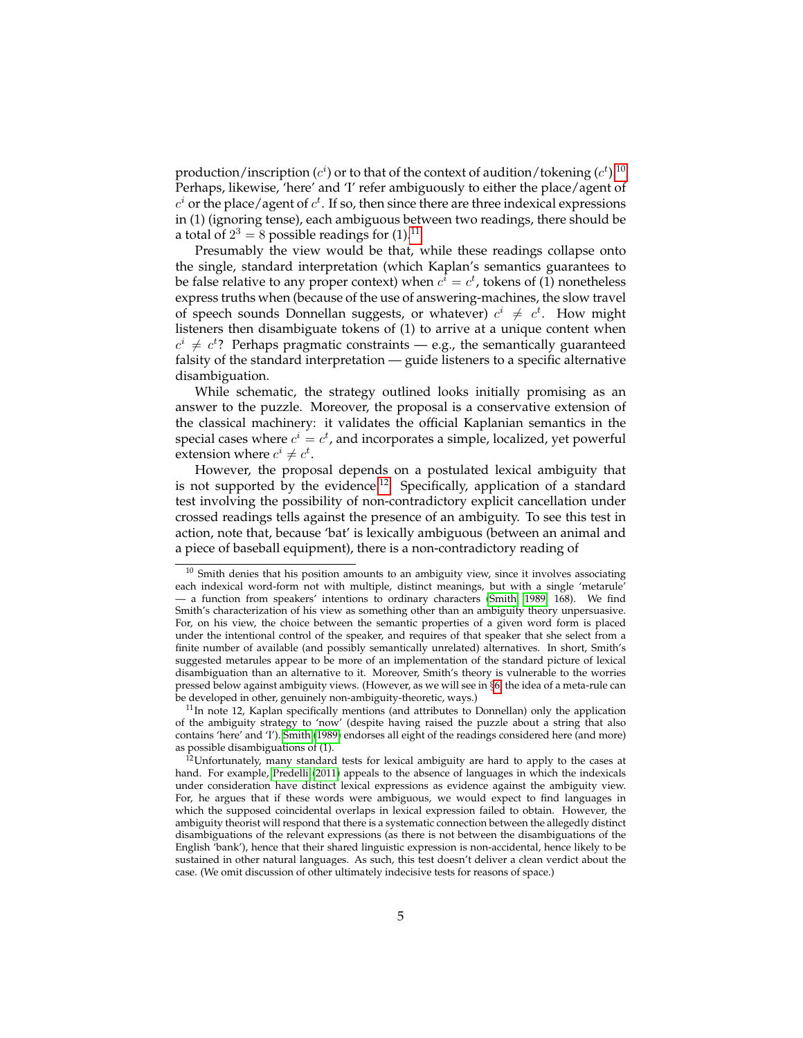production/inscription ($c^i$) or to that of the context of audition/tokening ($c^t$).[10] Perhaps, likewise, 'here' and 'I' refer ambiguously to either the place/agent of $c^i$ or the place/agent of $c^t$. If so, then since there are three indexical expressions in (1) (ignoring tense), each ambiguous between two readings, there should be a total of $2^3 = 8$ possible readings for (1).[11]

Presumably the view would be that, while these readings collapse onto the single, standard interpretation (which Kaplan's semantics guarantees to be false relative to any proper context) when $c^i = c^t$, tokens of (1) nonetheless express truths when (because of the use of answering-machines, the slow travel of speech sounds Donnellan suggests, or whatever) $c^i \neq c^t$. How might listeners then disambiguate tokens of (1) to arrive at a unique content when $c^i \neq c^t$? Perhaps pragmatic constraints — e.g., the semantically guaranteed falsity of the standard interpretation — guide listeners to a specific alternative disambiguation.

While schematic, the strategy outlined looks initially promising as an answer to the puzzle. Moreover, the proposal is a conservative extension of the classical machinery: it validates the official Kaplanian semantics in the special cases where $c^i = c^t$, and incorporates a simple, localized, yet powerful extension where $c^i \neq c^t$.

However, the proposal depends on a postulated lexical ambiguity that is not supported by the evidence.[12] Specifically, application of a standard test involving the possibility of non-contradictory explicit cancellation under crossed readings tells against the presence of an ambiguity. To see this test in action, note that, because 'bat' is lexically ambiguous (between an animal and a piece of baseball equipment), there is a non-contradictory reading of

---

[10] Smith denies that his position amounts to an ambiguity view, since it involves associating each indexical word-form not with multiple, distinct meanings, but with a single 'metarule' — a function from speakers' intentions to ordinary characters (Smith 1989, 168). We find Smith's characterization of his view as something other than an ambiguity theory unpersuasive. For, on his view, the choice between the semantic properties of a given word form is placed under the intentional control of the speaker, and requires of that speaker that she select from a finite number of available (and possibly semantically unrelated) alternatives. In short, Smith's suggested metarules appear to be more of an implementation of the standard picture of lexical disambiguation than an alternative to it. Moreover, Smith's theory is vulnerable to the worries pressed below against ambiguity views. (However, as we will see in §6, the idea of a meta-rule can be developed in other, genuinely non-ambiguity-theoretic, ways.)

[11] In note 12, Kaplan specifically mentions (and attributes to Donnellan) only the application of the ambiguity strategy to 'now' (despite having raised the puzzle about a string that also contains 'here' and 'I'). Smith (1989) endorses all eight of the readings considered here (and more) as possible disambiguations of (1).

[12] Unfortunately, many standard tests for lexical ambiguity are hard to apply to the cases at hand. For example, Predelli (2011) appeals to the absence of languages in which the indexicals under consideration have distinct lexical expressions as evidence against the ambiguity view. For, he argues that if these words were ambiguous, we would expect to find languages in which the supposed coincidental overlaps in lexical expression failed to obtain. However, the ambiguity theorist will respond that there is a systematic connection between the allegedly distinct disambiguations of the relevant expressions (as there is not between the disambiguations of the English 'bank'), hence that their shared linguistic expression is non-accidental, hence likely to be sustained in other natural languages. As such, this test doesn't deliver a clean verdict about the case. (We omit discussion of other ultimately indecisive tests for reasons of space.)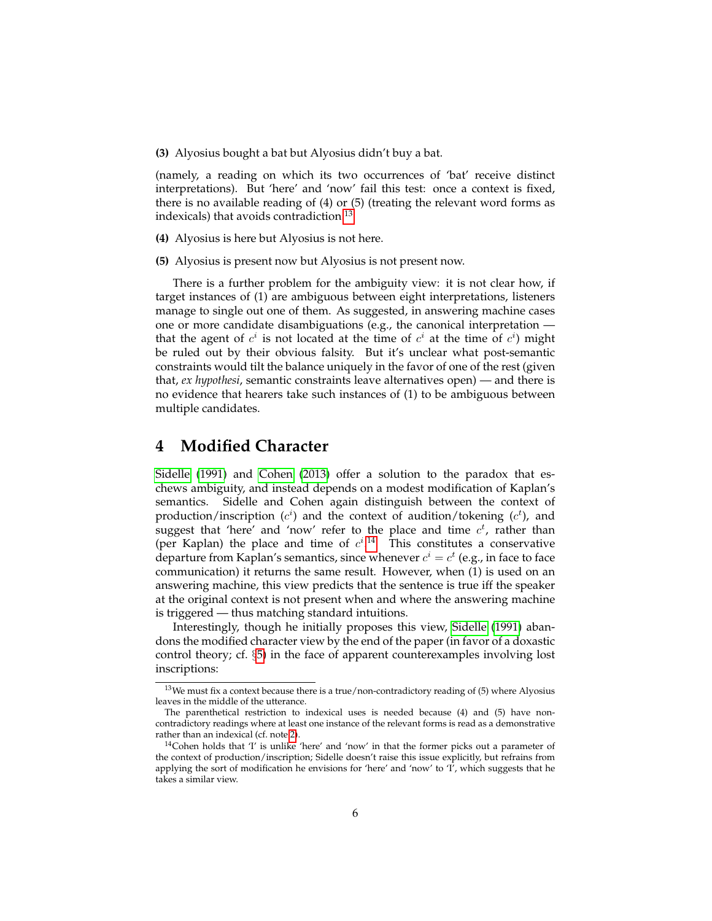**(3)** Alyosius bought a bat but Alyosius didn't buy a bat.

(namely, a reading on which its two occurrences of 'bat' receive distinct interpretations). But 'here' and 'now' fail this test: once a context is fixed, there is no available reading of (4) or (5) (treating the relevant word forms as indexicals) that avoids contradiction.[13]

**(4)** Alyosius is here but Alyosius is not here.

**(5)** Alyosius is present now but Alyosius is not present now.

There is a further problem for the ambiguity view: it is not clear how, if target instances of (1) are ambiguous between eight interpretations, listeners manage to single out one of them. As suggested, in answering machine cases one or more candidate disambiguations (e.g., the canonical interpretation — that the agent of $c^i$ is not located at the time of $c^i$ at the time of $c^i$) might be ruled out by their obvious falsity. But it's unclear what post-semantic constraints would tilt the balance uniquely in the favor of one of the rest (given that, *ex hypothesi*, semantic constraints leave alternatives open) — and there is no evidence that hearers take such instances of (1) to be ambiguous between multiple candidates.

## 4 Modified Character

Sidelle (1991) and Cohen (2013) offer a solution to the paradox that eschews ambiguity, and instead depends on a modest modification of Kaplan's semantics. Sidelle and Cohen again distinguish between the context of production/inscription ($c^i$) and the context of audition/tokening ($c^t$), and suggest that 'here' and 'now' refer to the place and time $c^t$, rather than (per Kaplan) the place and time of $c^i$.[14] This constitutes a conservative departure from Kaplan's semantics, since whenever $c^i = c^t$ (e.g., in face to face communication) it returns the same result. However, when (1) is used on an answering machine, this view predicts that the sentence is true iff the speaker at the original context is not present when and where the answering machine is triggered — thus matching standard intuitions.

Interestingly, though he initially proposes this view, Sidelle (1991) abandons the modified character view by the end of the paper (in favor of a doxastic control theory; cf. §5) in the face of apparent counterexamples involving lost inscriptions:

---

[13] We must fix a context because there is a true/non-contradictory reading of (5) where Alyosius leaves in the middle of the utterance.

The parenthetical restriction to indexical uses is needed because (4) and (5) have non-contradictory readings where at least one instance of the relevant forms is read as a demonstrative rather than an indexical (cf. note 2).

[14] Cohen holds that 'I' is unlike 'here' and 'now' in that the former picks out a parameter of the context of production/inscription; Sidelle doesn't raise this issue explicitly, but refrains from applying the sort of modification he envisions for 'here' and 'now' to 'I', which suggests that he takes a similar view.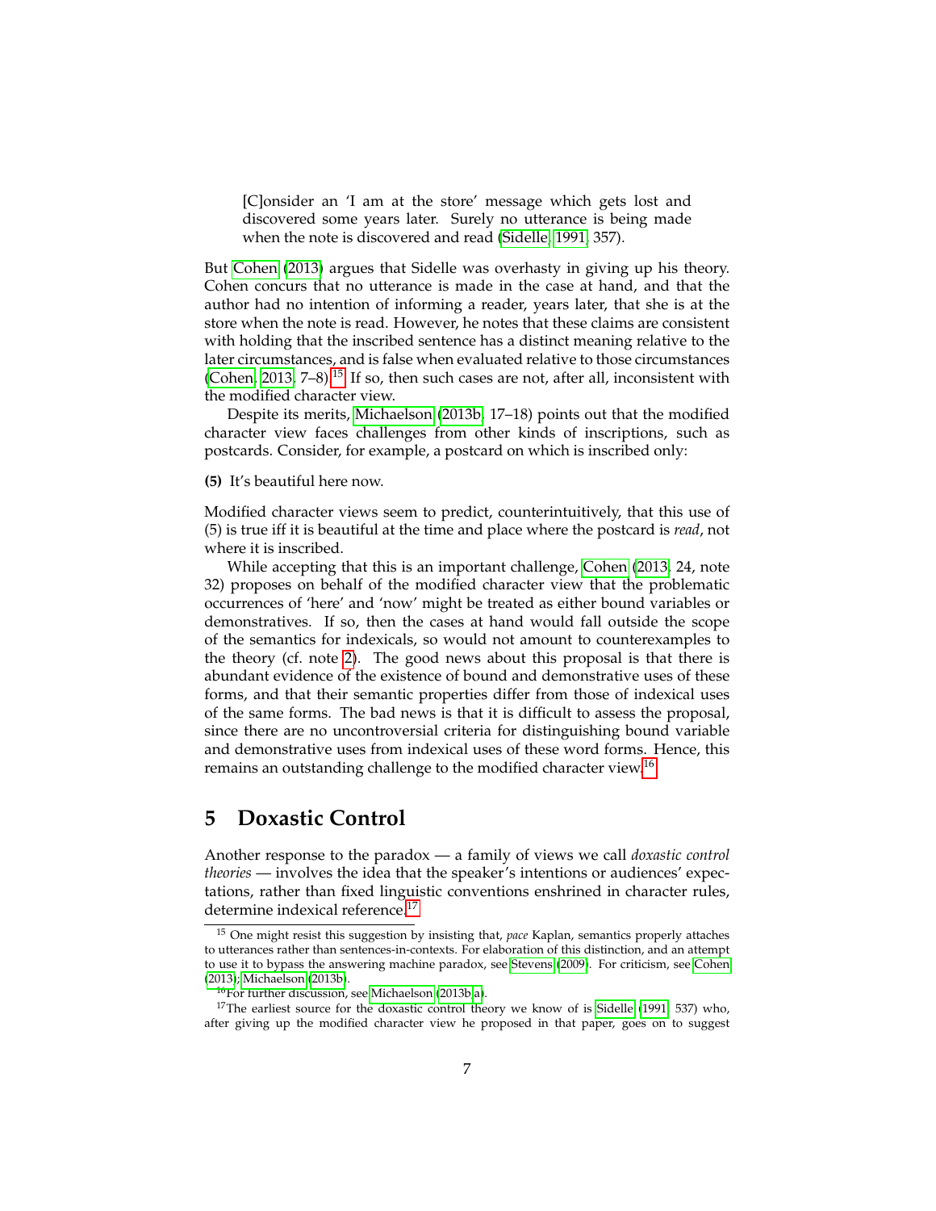> [C]onsider an 'I am at the store' message which gets lost and discovered some years later. Surely no utterance is being made when the note is discovered and read (Sidelle, 1991, 357).

But Cohen (2013) argues that Sidelle was overhasty in giving up his theory. Cohen concurs that no utterance is made in the case at hand, and that the author had no intention of informing a reader, years later, that she is at the store when the note is read. However, he notes that these claims are consistent with holding that the inscribed sentence has a distinct meaning relative to the later circumstances, and is false when evaluated relative to those circumstances (Cohen, 2013, 7–8).[15] If so, then such cases are not, after all, inconsistent with the modified character view.

Despite its merits, Michaelson (2013b, 17–18) points out that the modified character view faces challenges from other kinds of inscriptions, such as postcards. Consider, for example, a postcard on which is inscribed only:

**(5)** It's beautiful here now.

Modified character views seem to predict, counterintuitively, that this use of (5) is true iff it is beautiful at the time and place where the postcard is *read*, not where it is inscribed.

While accepting that this is an important challenge, Cohen (2013, 24, note 32) proposes on behalf of the modified character view that the problematic occurrences of 'here' and 'now' might be treated as either bound variables or demonstratives. If so, then the cases at hand would fall outside the scope of the semantics for indexicals, so would not amount to counterexamples to the theory (cf. note 2). The good news about this proposal is that there is abundant evidence of the existence of bound and demonstrative uses of these forms, and that their semantic properties differ from those of indexical uses of the same forms. The bad news is that it is difficult to assess the proposal, since there are no uncontroversial criteria for distinguishing bound variable and demonstrative uses from indexical uses of these word forms. Hence, this remains an outstanding challenge to the modified character view.[16]

## 5 Doxastic Control

Another response to the paradox — a family of views we call *doxastic control theories* — involves the idea that the speaker's intentions or audiences' expectations, rather than fixed linguistic conventions enshrined in character rules, determine indexical reference.[17]

---

[15] One might resist this suggestion by insisting that, *pace* Kaplan, semantics properly attaches to utterances rather than sentences-in-contexts. For elaboration of this distinction, and an attempt to use it to bypass the answering machine paradox, see Stevens (2009). For criticism, see Cohen (2013); Michaelson (2013b).

[16] For further discussion, see Michaelson (2013b,a).

[17] The earliest source for the doxastic control theory we know of is Sidelle (1991, 537) who, after giving up the modified character view he proposed in that paper, goes on to suggest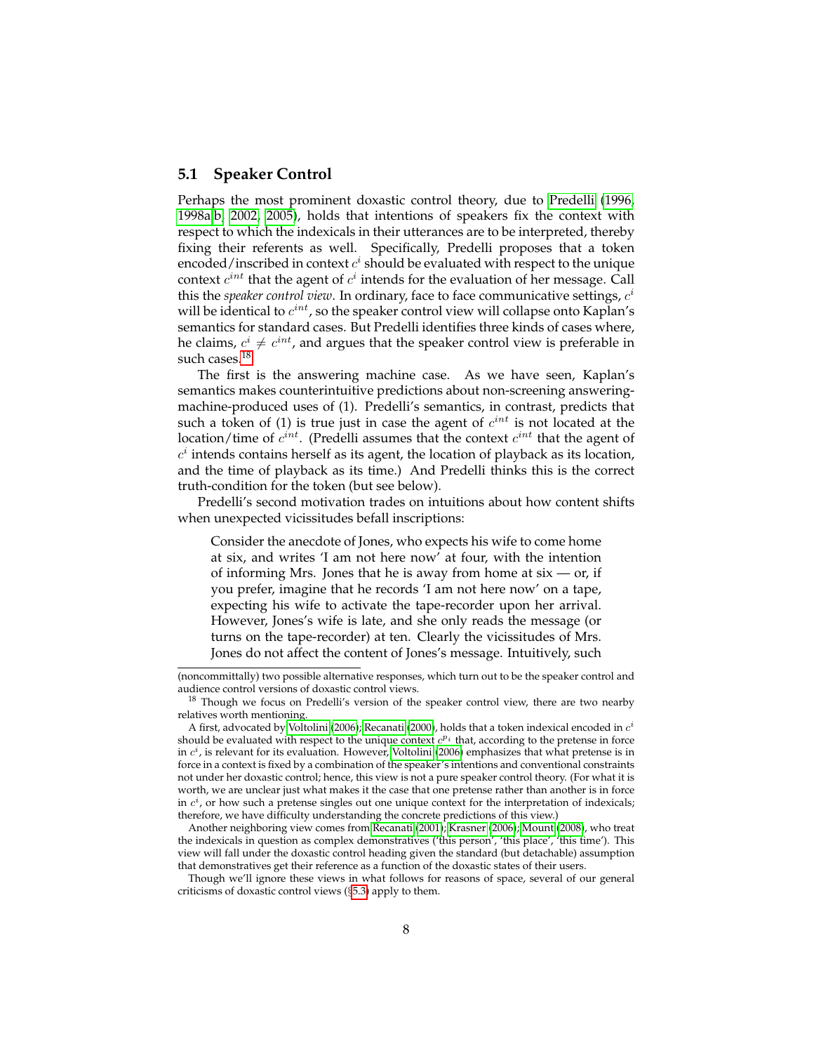## 5.1 Speaker Control

Perhaps the most prominent doxastic control theory, due to Predelli (1996, 1998a,b, 2002, 2005), holds that intentions of speakers fix the context with respect to which the indexicals in their utterances are to be interpreted, thereby fixing their referents as well. Specifically, Predelli proposes that a token encoded/inscribed in context $c^i$ should be evaluated with respect to the unique context $c^{int}$ that the agent of $c^i$ intends for the evaluation of her message. Call this the *speaker control view*. In ordinary, face to face communicative settings, $c^i$ will be identical to $c^{int}$, so the speaker control view will collapse onto Kaplan's semantics for standard cases. But Predelli identifies three kinds of cases where, he claims, $c^i \neq c^{int}$, and argues that the speaker control view is preferable in such cases.[18]

The first is the answering machine case. As we have seen, Kaplan's semantics makes counterintuitive predictions about non-screening answering-machine-produced uses of (1). Predelli's semantics, in contrast, predicts that such a token of (1) is true just in case the agent of $c^{int}$ is not located at the location/time of $c^{int}$. (Predelli assumes that the context $c^{int}$ that the agent of $c^i$ intends contains herself as its agent, the location of playback as its location, and the time of playback as its time.) And Predelli thinks this is the correct truth-condition for the token (but see below).

Predelli's second motivation trades on intuitions about how content shifts when unexpected vicissitudes befall inscriptions:

> Consider the anecdote of Jones, who expects his wife to come home at six, and writes 'I am not here now' at four, with the intention of informing Mrs. Jones that he is away from home at six — or, if you prefer, imagine that he records 'I am not here now' on a tape, expecting his wife to activate the tape-recorder upon her arrival. However, Jones's wife is late, and she only reads the message (or turns on the tape-recorder) at ten. Clearly the vicissitudes of Mrs. Jones do not affect the content of Jones's message. Intuitively, such

(noncommittally) two possible alternative responses, which turn out to be the speaker control and audience control versions of doxastic control views.

[18] Though we focus on Predelli's version of the speaker control view, there are two nearby relatives worth mentioning.

A first, advocated by Voltolini (2006); Recanati (2000), holds that a token indexical encoded in $c^i$ should be evaluated with respect to the unique context $c^{p_i}$ that, according to the pretense in force in $c^i$, is relevant for its evaluation. However, Voltolini (2006) emphasizes that what pretense is in force in a context is fixed by a combination of the speaker's intentions and conventional constraints not under her doxastic control; hence, this view is not a pure speaker control theory. (For what it is worth, we are unclear just what makes it the case that one pretense rather than another is in force in $c^i$, or how such a pretense singles out one unique context for the interpretation of indexicals; therefore, we have difficulty understanding the concrete predictions of this view.)

Another neighboring view comes from Recanati (2001); Krasner (2006); Mount (2008), who treat the indexicals in question as complex demonstratives ('this person', 'this place', 'this time'). This view will fall under the doxastic control heading given the standard (but detachable) assumption that demonstratives get their reference as a function of the doxastic states of their users.

Though we'll ignore these views in what follows for reasons of space, several of our general criticisms of doxastic control views (§5.3) apply to them.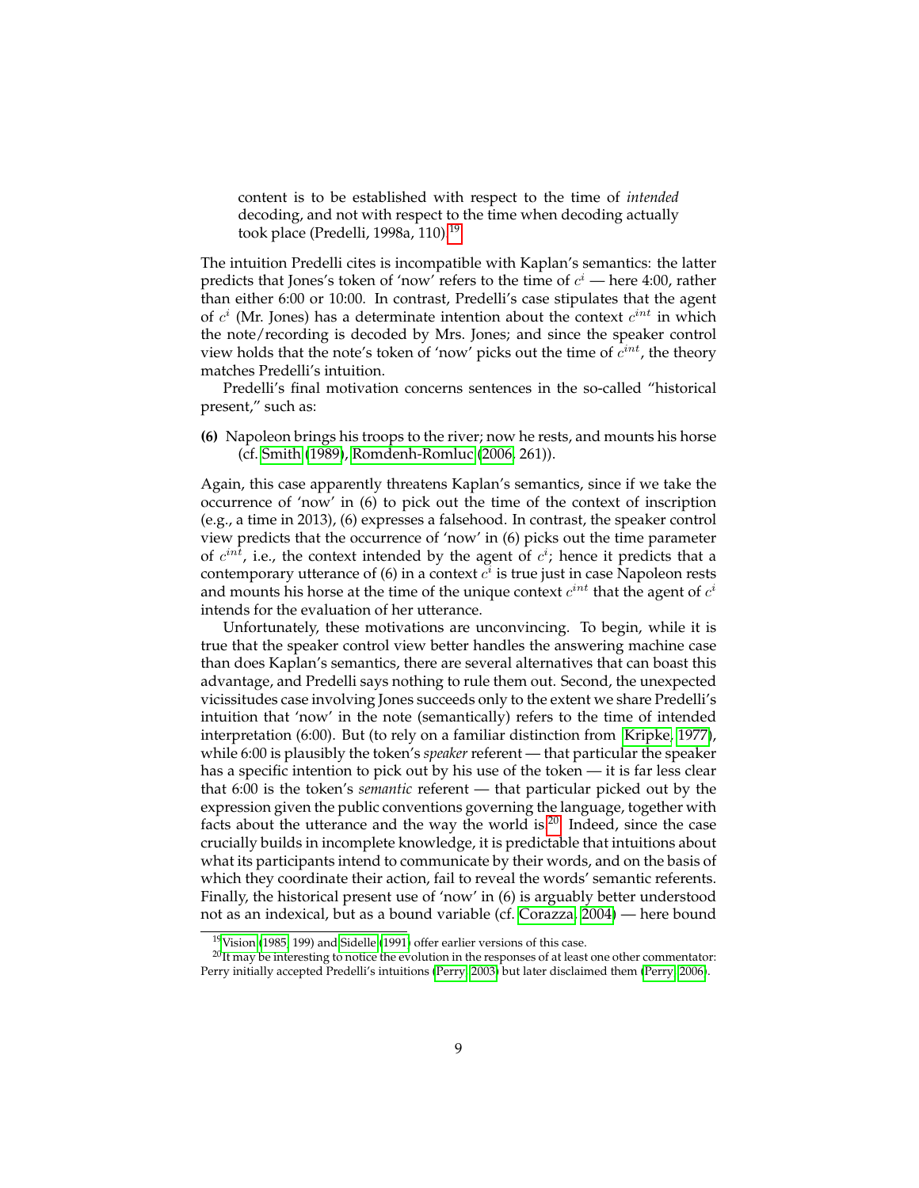> content is to be established with respect to the time of *intended* decoding, and not with respect to the time when decoding actually took place (Predelli, 1998a, 110).[19]

The intuition Predelli cites is incompatible with Kaplan's semantics: the latter predicts that Jones's token of 'now' refers to the time of $c^i$ — here 4:00, rather than either 6:00 or 10:00. In contrast, Predelli's case stipulates that the agent of $c^i$ (Mr. Jones) has a determinate intention about the context $c^{int}$ in which the note/recording is decoded by Mrs. Jones; and since the speaker control view holds that the note's token of 'now' picks out the time of $c^{int}$, the theory matches Predelli's intuition.

Predelli's final motivation concerns sentences in the so-called "historical present," such as:

**(6)** Napoleon brings his troops to the river; now he rests, and mounts his horse (cf. Smith (1989), Romdenh-Romluc (2006, 261)).

Again, this case apparently threatens Kaplan's semantics, since if we take the occurrence of 'now' in (6) to pick out the time of the context of inscription (e.g., a time in 2013), (6) expresses a falsehood. In contrast, the speaker control view predicts that the occurrence of 'now' in (6) picks out the time parameter of $c^{int}$, i.e., the context intended by the agent of $c^i$; hence it predicts that a contemporary utterance of (6) in a context $c^i$ is true just in case Napoleon rests and mounts his horse at the time of the unique context $c^{int}$ that the agent of $c^i$ intends for the evaluation of her utterance.

Unfortunately, these motivations are unconvincing. To begin, while it is true that the speaker control view better handles the answering machine case than does Kaplan's semantics, there are several alternatives that can boast this advantage, and Predelli says nothing to rule them out. Second, the unexpected vicissitudes case involving Jones succeeds only to the extent we share Predelli's intuition that 'now' in the note (semantically) refers to the time of intended interpretation (6:00). But (to rely on a familiar distinction from Kripke, 1977), while 6:00 is plausibly the token's *speaker* referent — that particular the speaker has a specific intention to pick out by his use of the token — it is far less clear that 6:00 is the token's *semantic* referent — that particular picked out by the expression given the public conventions governing the language, together with facts about the utterance and the way the world is.[20] Indeed, since the case crucially builds in incomplete knowledge, it is predictable that intuitions about what its participants intend to communicate by their words, and on the basis of which they coordinate their action, fail to reveal the words' semantic referents. Finally, the historical present use of 'now' in (6) is arguably better understood not as an indexical, but as a bound variable (cf. Corazza, 2004) — here bound

[19] Vision (1985, 199) and Sidelle (1991) offer earlier versions of this case.

[20] It may be interesting to notice the evolution in the responses of at least one other commentator: Perry initially accepted Predelli's intuitions (Perry, 2003) but later disclaimed them (Perry, 2006).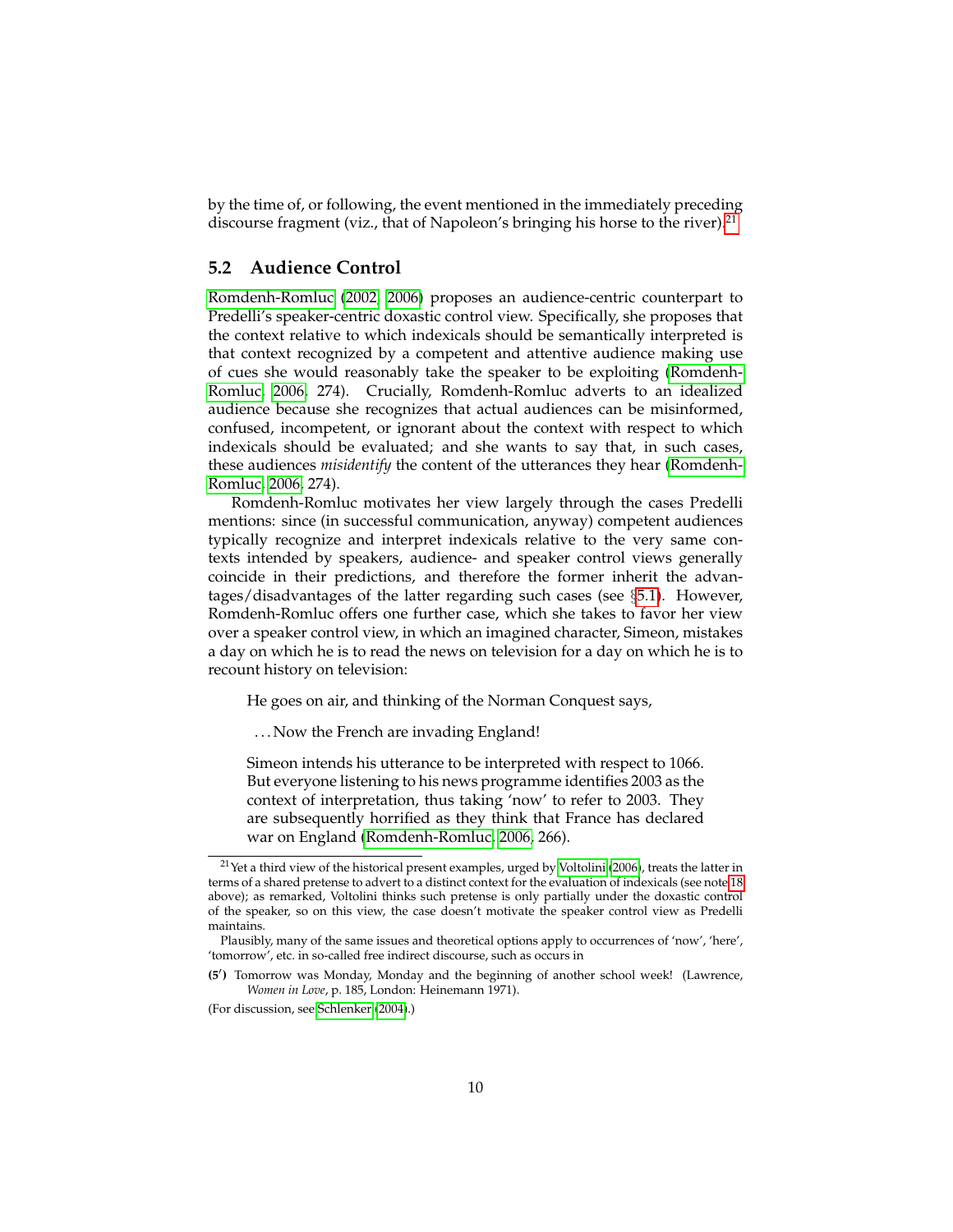by the time of, or following, the event mentioned in the immediately preceding discourse fragment (viz., that of Napoleon's bringing his horse to the river).[21]

## 5.2 Audience Control

Romdenh-Romluc (2002, 2006) proposes an audience-centric counterpart to Predelli's speaker-centric doxastic control view. Specifically, she proposes that the context relative to which indexicals should be semantically interpreted is that context recognized by a competent and attentive audience making use of cues she would reasonably take the speaker to be exploiting (Romdenh-Romluc, 2006, 274). Crucially, Romdenh-Romluc adverts to an idealized audience because she recognizes that actual audiences can be misinformed, confused, incompetent, or ignorant about the context with respect to which indexicals should be evaluated; and she wants to say that, in such cases, these audiences *misidentify* the content of the utterances they hear (Romdenh-Romluc, 2006, 274).

Romdenh-Romluc motivates her view largely through the cases Predelli mentions: since (in successful communication, anyway) competent audiences typically recognize and interpret indexicals relative to the very same contexts intended by speakers, audience- and speaker control views generally coincide in their predictions, and therefore the former inherit the advantages/disadvantages of the latter regarding such cases (see §5.1). However, Romdenh-Romluc offers one further case, which she takes to favor her view over a speaker control view, in which an imagined character, Simeon, mistakes a day on which he is to read the news on television for a day on which he is to recount history on television:

> He goes on air, and thinking of the Norman Conquest says,
>
> . . . Now the French are invading England!
>
> Simeon intends his utterance to be interpreted with respect to 1066. But everyone listening to his news programme identifies 2003 as the context of interpretation, thus taking 'now' to refer to 2003. They are subsequently horrified as they think that France has declared war on England (Romdenh-Romluc, 2006, 266).

---

[21] Yet a third view of the historical present examples, urged by Voltolini (2006), treats the latter in terms of a shared pretense to advert to a distinct context for the evaluation of indexicals (see note 18 above); as remarked, Voltolini thinks such pretense is only partially under the doxastic control of the speaker, so on this view, the case doesn't motivate the speaker control view as Predelli maintains.

Plausibly, many of the same issues and theoretical options apply to occurrences of 'now', 'here', 'tomorrow', etc. in so-called free indirect discourse, such as occurs in

**(5′)** Tomorrow was Monday, Monday and the beginning of another school week! (Lawrence, *Women in Love*, p. 185, London: Heinemann 1971).

(For discussion, see Schlenker (2004).)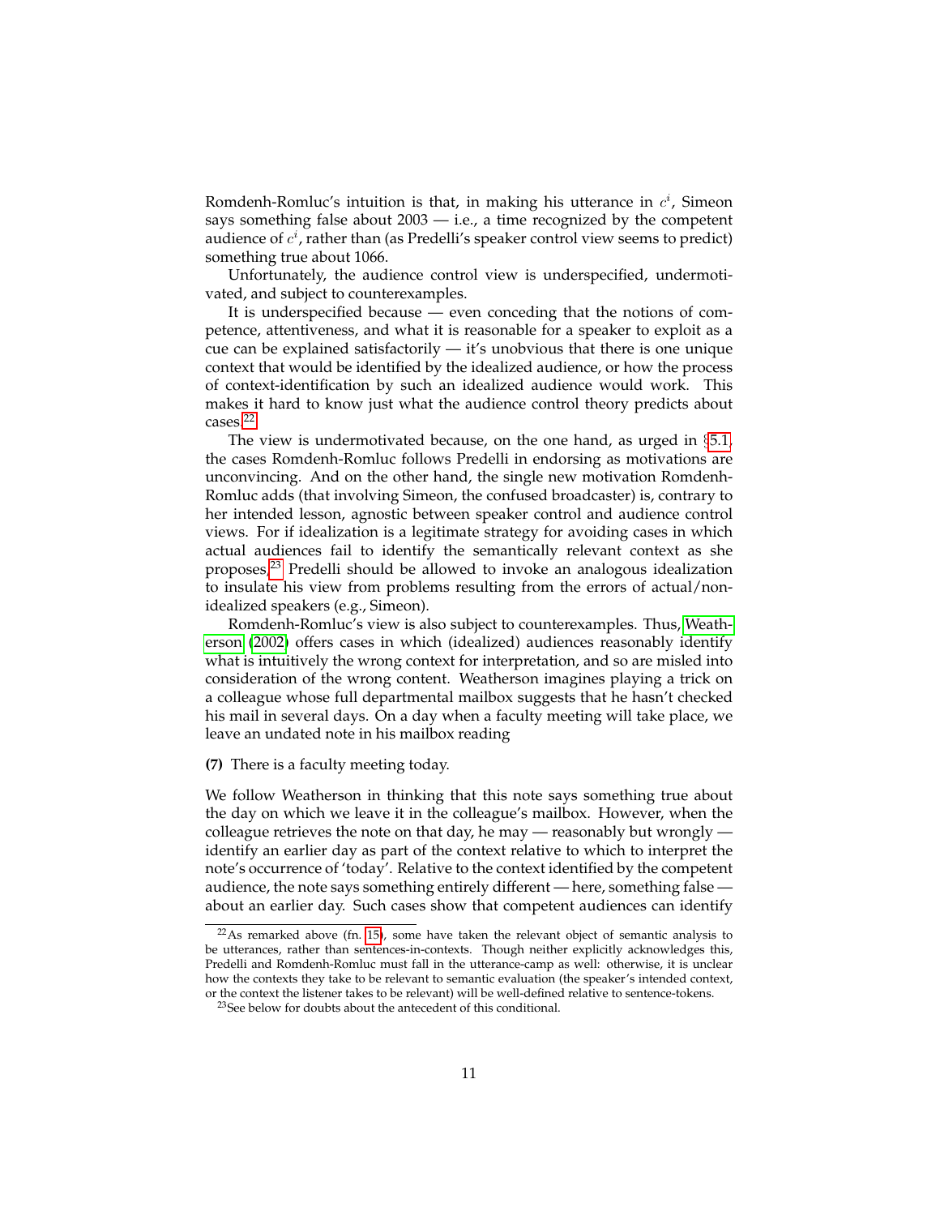Romdenh-Romluc's intuition is that, in making his utterance in $c^i$, Simeon says something false about 2003 — i.e., a time recognized by the competent audience of $c^i$, rather than (as Predelli's speaker control view seems to predict) something true about 1066.

Unfortunately, the audience control view is underspecified, undermotivated, and subject to counterexamples.

It is underspecified because — even conceding that the notions of competence, attentiveness, and what it is reasonable for a speaker to exploit as a cue can be explained satisfactorily — it's unobvious that there is one unique context that would be identified by the idealized audience, or how the process of context-identification by such an idealized audience would work. This makes it hard to know just what the audience control theory predicts about cases.[22]

The view is undermotivated because, on the one hand, as urged in §5.1, the cases Romdenh-Romluc follows Predelli in endorsing as motivations are unconvincing. And on the other hand, the single new motivation Romdenh-Romluc adds (that involving Simeon, the confused broadcaster) is, contrary to her intended lesson, agnostic between speaker control and audience control views. For if idealization is a legitimate strategy for avoiding cases in which actual audiences fail to identify the semantically relevant context as she proposes,[23] Predelli should be allowed to invoke an analogous idealization to insulate his view from problems resulting from the errors of actual/non-idealized speakers (e.g., Simeon).

Romdenh-Romluc's view is also subject to counterexamples. Thus, Weatherson (2002) offers cases in which (idealized) audiences reasonably identify what is intuitively the wrong context for interpretation, and so are misled into consideration of the wrong content. Weatherson imagines playing a trick on a colleague whose full departmental mailbox suggests that he hasn't checked his mail in several days. On a day when a faculty meeting will take place, we leave an undated note in his mailbox reading

**(7)** There is a faculty meeting today.

We follow Weatherson in thinking that this note says something true about the day on which we leave it in the colleague's mailbox. However, when the colleague retrieves the note on that day, he may — reasonably but wrongly — identify an earlier day as part of the context relative to which to interpret the note's occurrence of 'today'. Relative to the context identified by the competent audience, the note says something entirely different — here, something false — about an earlier day. Such cases show that competent audiences can identify

---

[22] As remarked above (fn. 15), some have taken the relevant object of semantic analysis to be utterances, rather than sentences-in-contexts. Though neither explicitly acknowledges this, Predelli and Romdenh-Romluc must fall in the utterance-camp as well: otherwise, it is unclear how the contexts they take to be relevant to semantic evaluation (the speaker's intended context, or the context the listener takes to be relevant) will be well-defined relative to sentence-tokens.

[23] See below for doubts about the antecedent of this conditional.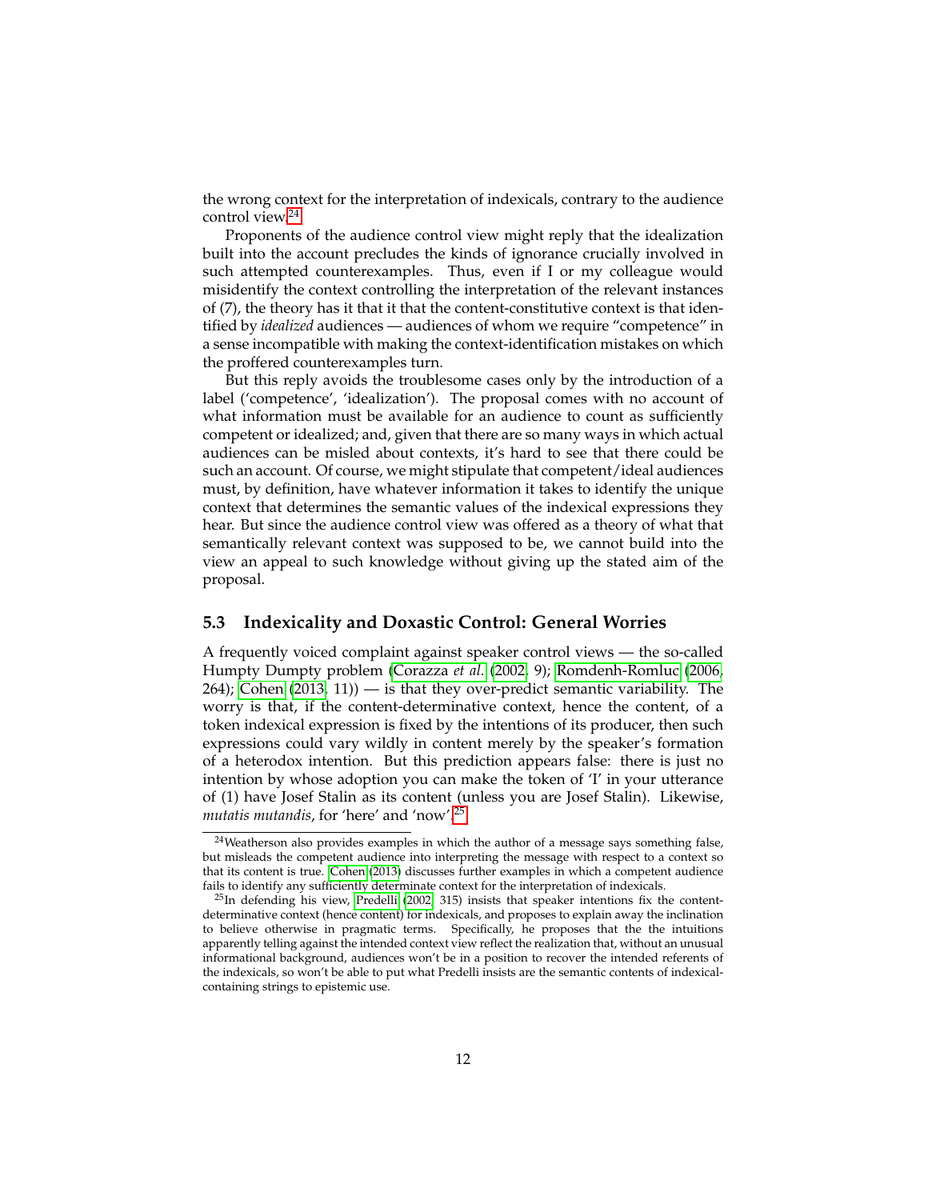the wrong context for the interpretation of indexicals, contrary to the audience control view.[24]

Proponents of the audience control view might reply that the idealization built into the account precludes the kinds of ignorance crucially involved in such attempted counterexamples. Thus, even if I or my colleague would misidentify the context controlling the interpretation of the relevant instances of (7), the theory has it that it that the content-constitutive context is that identified by *idealized* audiences — audiences of whom we require "competence" in a sense incompatible with making the context-identification mistakes on which the proffered counterexamples turn.

But this reply avoids the troublesome cases only by the introduction of a label ('competence', 'idealization'). The proposal comes with no account of what information must be available for an audience to count as sufficiently competent or idealized; and, given that there are so many ways in which actual audiences can be misled about contexts, it's hard to see that there could be such an account. Of course, we might stipulate that competent/ideal audiences must, by definition, have whatever information it takes to identify the unique context that determines the semantic values of the indexical expressions they hear. But since the audience control view was offered as a theory of what that semantically relevant context was supposed to be, we cannot build into the view an appeal to such knowledge without giving up the stated aim of the proposal.

### 5.3 Indexicality and Doxastic Control: General Worries

A frequently voiced complaint against speaker control views — the so-called Humpty Dumpty problem (Corazza *et al.* (2002, 9); Romdenh-Romluc (2006, 264); Cohen (2013, 11)) — is that they over-predict semantic variability. The worry is that, if the content-determinative context, hence the content, of a token indexical expression is fixed by the intentions of its producer, then such expressions could vary wildly in content merely by the speaker's formation of a heterodox intention. But this prediction appears false: there is just no intention by whose adoption you can make the token of 'I' in your utterance of (1) have Josef Stalin as its content (unless you are Josef Stalin). Likewise, *mutatis mutandis*, for 'here' and 'now'.[25]

---

[24] Weatherson also provides examples in which the author of a message says something false, but misleads the competent audience into interpreting the message with respect to a context so that its content is true. Cohen (2013) discusses further examples in which a competent audience fails to identify any sufficiently determinate context for the interpretation of indexicals.

[25] In defending his view, Predelli (2002, 315) insists that speaker intentions fix the content-determinative context (hence content) for indexicals, and proposes to explain away the inclination to believe otherwise in pragmatic terms. Specifically, he proposes that the the intuitions apparently telling against the intended context view reflect the realization that, without an unusual informational background, audiences won't be in a position to recover the intended referents of the indexicals, so won't be able to put what Predelli insists are the semantic contents of indexical-containing strings to epistemic use.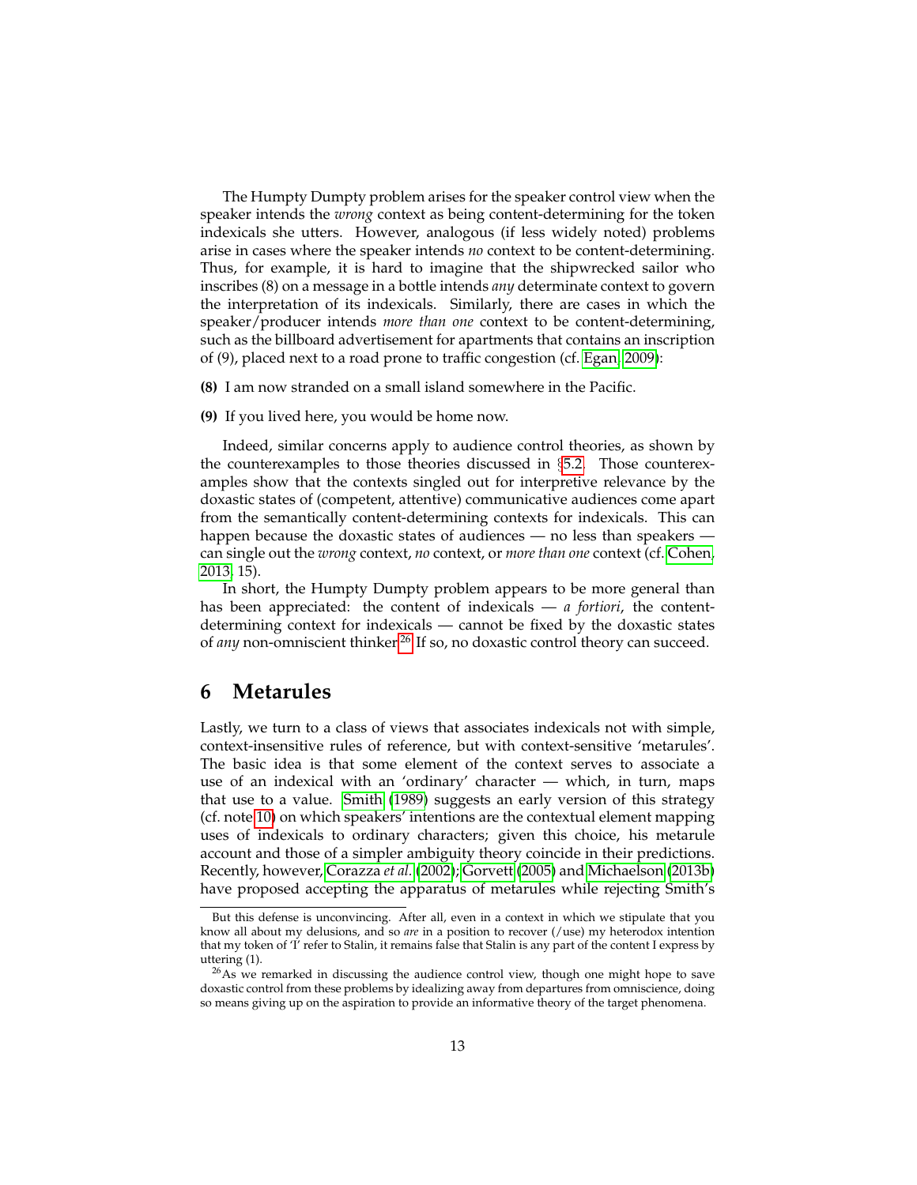The Humpty Dumpty problem arises for the speaker control view when the speaker intends the *wrong* context as being content-determining for the token indexicals she utters. However, analogous (if less widely noted) problems arise in cases where the speaker intends *no* context to be content-determining. Thus, for example, it is hard to imagine that the shipwrecked sailor who inscribes (8) on a message in a bottle intends *any* determinate context to govern the interpretation of its indexicals. Similarly, there are cases in which the speaker/producer intends *more than one* context to be content-determining, such as the billboard advertisement for apartments that contains an inscription of (9), placed next to a road prone to traffic congestion (cf. Egan, 2009):

**(8)** I am now stranded on a small island somewhere in the Pacific.

**(9)** If you lived here, you would be home now.

Indeed, similar concerns apply to audience control theories, as shown by the counterexamples to those theories discussed in §5.2. Those counterexamples show that the contexts singled out for interpretive relevance by the doxastic states of (competent, attentive) communicative audiences come apart from the semantically content-determining contexts for indexicals. This can happen because the doxastic states of audiences — no less than speakers — can single out the *wrong* context, *no* context, or *more than one* context (cf. Cohen, 2013: 15).

In short, the Humpty Dumpty problem appears to be more general than has been appreciated: the content of indexicals — *a fortiori*, the content-determining context for indexicals — cannot be fixed by the doxastic states of *any* non-omniscient thinker.[26] If so, no doxastic control theory can succeed.

## 6 Metarules

Lastly, we turn to a class of views that associates indexicals not with simple, context-insensitive rules of reference, but with context-sensitive 'metarules'. The basic idea is that some element of the context serves to associate a use of an indexical with an 'ordinary' character — which, in turn, maps that use to a value. Smith (1989) suggests an early version of this strategy (cf. note 10) on which speakers' intentions are the contextual element mapping uses of indexicals to ordinary characters; given this choice, his metarule account and those of a simpler ambiguity theory coincide in their predictions. Recently, however, Corazza *et al.* (2002); Gorvett (2005) and Michaelson (2013b) have proposed accepting the apparatus of metarules while rejecting Smith's

---

But this defense is unconvincing. After all, even in a context in which we stipulate that you know all about my delusions, and so *are* in a position to recover (/use) my heterodox intention that my token of 'I' refer to Stalin, it remains false that Stalin is any part of the content I express by uttering (1).

[26] As we remarked in discussing the audience control view, though one might hope to save doxastic control from these problems by idealizing away from departures from omniscience, doing so means giving up on the aspiration to provide an informative theory of the target phenomena.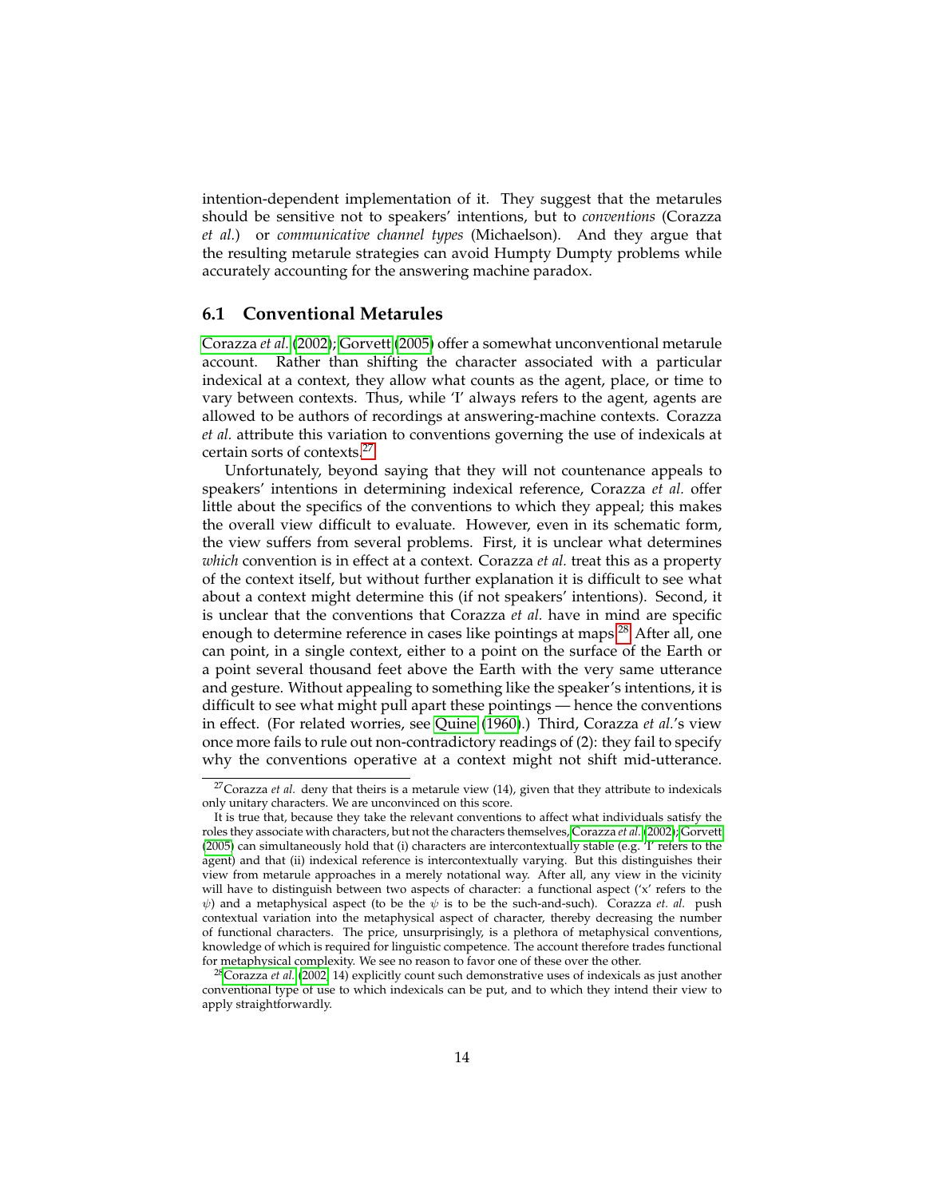intention-dependent implementation of it. They suggest that the metarules should be sensitive not to speakers' intentions, but to *conventions* (Corazza *et al.*) or *communicative channel types* (Michaelson). And they argue that the resulting metarule strategies can avoid Humpty Dumpty problems while accurately accounting for the answering machine paradox.

### 6.1 Conventional Metarules

Corazza *et al.* (2002); Gorvett (2005) offer a somewhat unconventional metarule account. Rather than shifting the character associated with a particular indexical at a context, they allow what counts as the agent, place, or time to vary between contexts. Thus, while 'I' always refers to the agent, agents are allowed to be authors of recordings at answering-machine contexts. Corazza *et al.* attribute this variation to conventions governing the use of indexicals at certain sorts of contexts.[27]

Unfortunately, beyond saying that they will not countenance appeals to speakers' intentions in determining indexical reference, Corazza *et al.* offer little about the specifics of the conventions to which they appeal; this makes the overall view difficult to evaluate. However, even in its schematic form, the view suffers from several problems. First, it is unclear what determines *which* convention is in effect at a context. Corazza *et al.* treat this as a property of the context itself, but without further explanation it is difficult to see what about a context might determine this (if not speakers' intentions). Second, it is unclear that the conventions that Corazza *et al.* have in mind are specific enough to determine reference in cases like pointings at maps.[28] After all, one can point, in a single context, either to a point on the surface of the Earth or a point several thousand feet above the Earth with the very same utterance and gesture. Without appealing to something like the speaker's intentions, it is difficult to see what might pull apart these pointings — hence the conventions in effect. (For related worries, see Quine (1960).) Third, Corazza *et al.*'s view once more fails to rule out non-contradictory readings of (2): they fail to specify why the conventions operative at a context might not shift mid-utterance.

[27] Corazza *et al.* deny that theirs is a metarule view (14), given that they attribute to indexicals only unitary characters. We are unconvinced on this score.

It is true that, because they take the relevant conventions to affect what individuals satisfy the roles they associate with characters, but not the characters themselves, Corazza *et al.* (2002); Gorvett (2005) can simultaneously hold that (i) characters are intercontextually stable (e.g. 'I' refers to the agent) and that (ii) indexical reference is intercontextually varying. But this distinguishes their view from metarule approaches in a merely notational way. After all, any view in the vicinity will have to distinguish between two aspects of character: a functional aspect ('x' refers to the $\psi$) and a metaphysical aspect (to be the $\psi$ is to be the such-and-such). Corazza *et. al.* push contextual variation into the metaphysical aspect of character, thereby decreasing the number of functional characters. The price, unsurprisingly, is a plethora of metaphysical conventions, knowledge of which is required for linguistic competence. The account therefore trades functional for metaphysical complexity. We see no reason to favor one of these over the other.

[28] Corazza *et al.* (2002, 14) explicitly count such demonstrative uses of indexicals as just another conventional type of use to which indexicals can be put, and to which they intend their view to apply straightforwardly.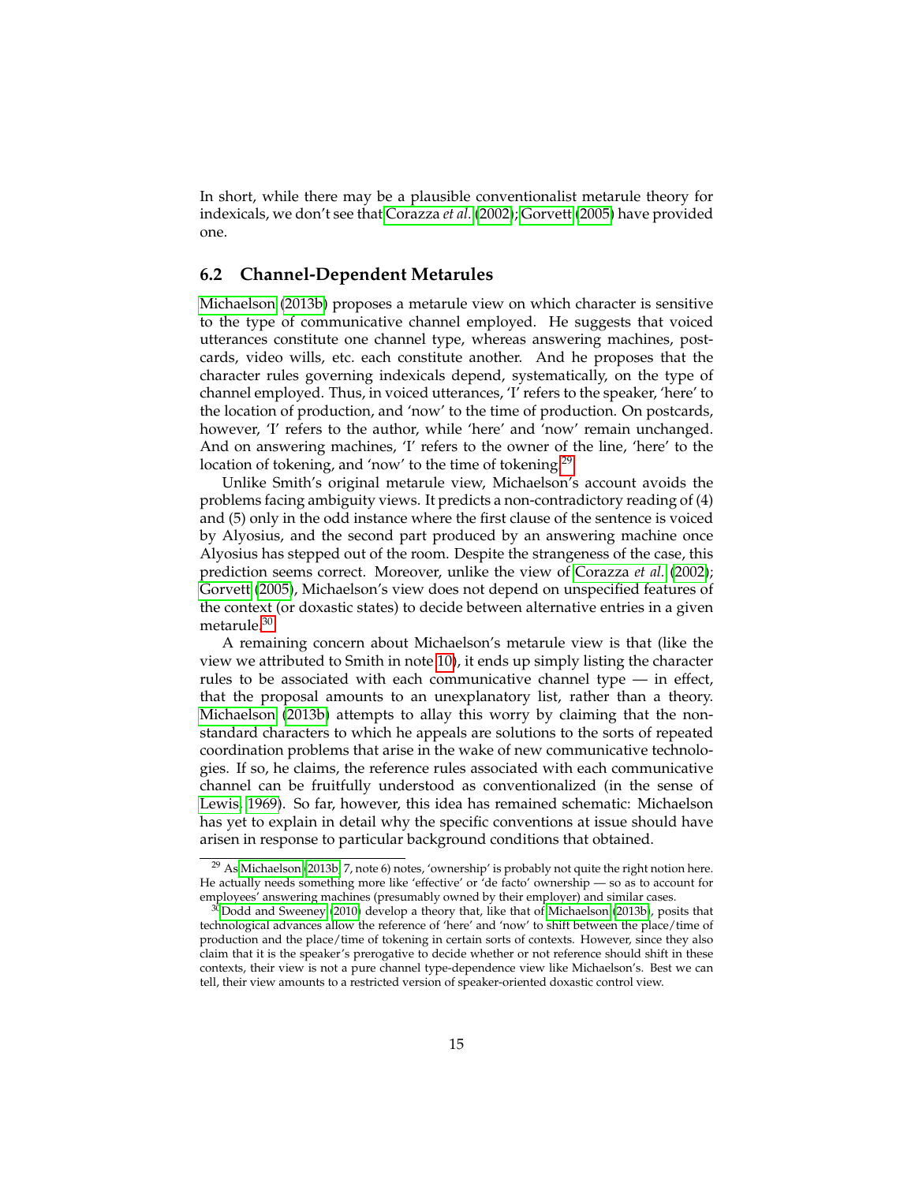In short, while there may be a plausible conventionalist metarule theory for indexicals, we don't see that Corazza *et al.* (2002); Gorvett (2005) have provided one.

## 6.2 Channel-Dependent Metarules

Michaelson (2013b) proposes a metarule view on which character is sensitive to the type of communicative channel employed. He suggests that voiced utterances constitute one channel type, whereas answering machines, postcards, video wills, etc. each constitute another. And he proposes that the character rules governing indexicals depend, systematically, on the type of channel employed. Thus, in voiced utterances, 'I' refers to the speaker, 'here' to the location of production, and 'now' to the time of production. On postcards, however, 'I' refers to the author, while 'here' and 'now' remain unchanged. And on answering machines, 'I' refers to the owner of the line, 'here' to the location of tokening, and 'now' to the time of tokening.[29]

Unlike Smith's original metarule view, Michaelson's account avoids the problems facing ambiguity views. It predicts a non-contradictory reading of (4) and (5) only in the odd instance where the first clause of the sentence is voiced by Alyosius, and the second part produced by an answering machine once Alyosius has stepped out of the room. Despite the strangeness of the case, this prediction seems correct. Moreover, unlike the view of Corazza *et al.* (2002); Gorvett (2005), Michaelson's view does not depend on unspecified features of the context (or doxastic states) to decide between alternative entries in a given metarule.[30]

A remaining concern about Michaelson's metarule view is that (like the view we attributed to Smith in note 10), it ends up simply listing the character rules to be associated with each communicative channel type — in effect, that the proposal amounts to an unexplanatory list, rather than a theory. Michaelson (2013b) attempts to allay this worry by claiming that the non-standard characters to which he appeals are solutions to the sorts of repeated coordination problems that arise in the wake of new communicative technologies. If so, he claims, the reference rules associated with each communicative channel can be fruitfully understood as conventionalized (in the sense of Lewis, 1969). So far, however, this idea has remained schematic: Michaelson has yet to explain in detail why the specific conventions at issue should have arisen in response to particular background conditions that obtained.

[29] As Michaelson (2013b, 7, note 6) notes, 'ownership' is probably not quite the right notion here. He actually needs something more like 'effective' or 'de facto' ownership — so as to account for employees' answering machines (presumably owned by their employer) and similar cases.

[30] Dodd and Sweeney (2010) develop a theory that, like that of Michaelson (2013b), posits that technological advances allow the reference of 'here' and 'now' to shift between the place/time of production and the place/time of tokening in certain sorts of contexts. However, since they also claim that it is the speaker's prerogative to decide whether or not reference should shift in these contexts, their view is not a pure channel type-dependence view like Michaelson's. Best we can tell, their view amounts to a restricted version of speaker-oriented doxastic control view.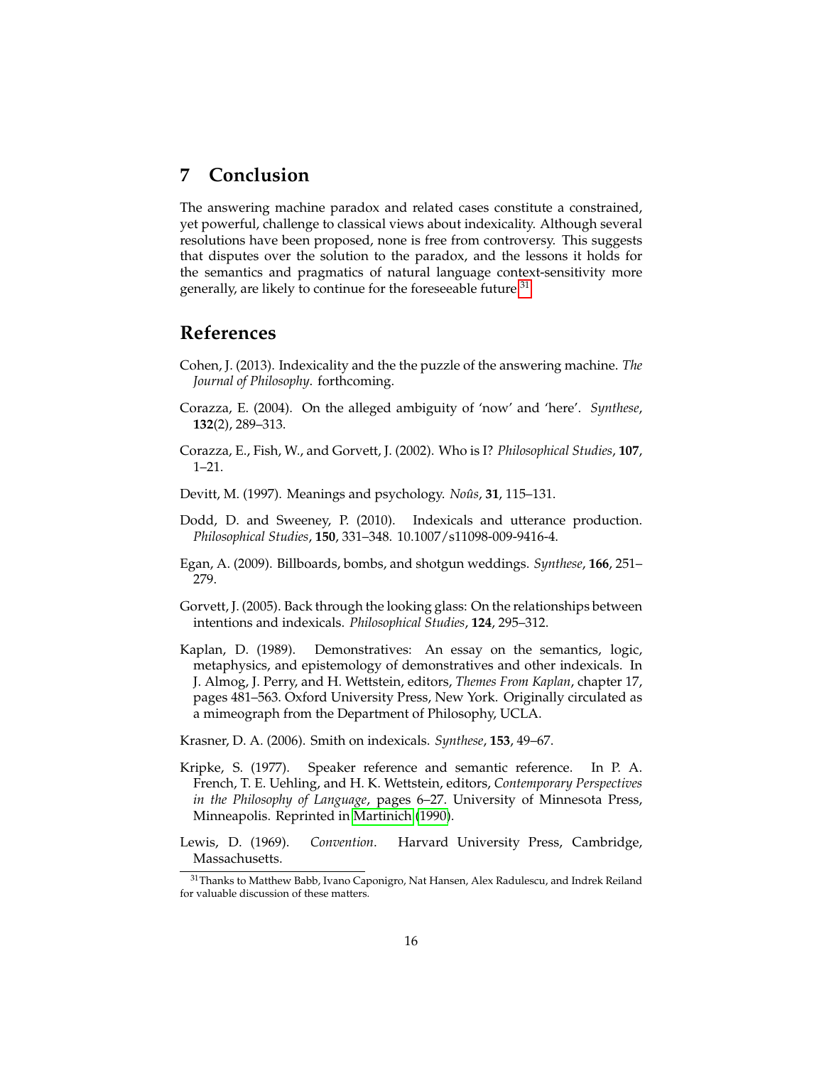## 7 Conclusion

The answering machine paradox and related cases constitute a constrained, yet powerful, challenge to classical views about indexicality. Although several resolutions have been proposed, none is free from controversy. This suggests that disputes over the solution to the paradox, and the lessons it holds for the semantics and pragmatics of natural language context-sensitivity more generally, are likely to continue for the foreseeable future.[31]

## References

Cohen, J. (2013). Indexicality and the the puzzle of the answering machine. *The Journal of Philosophy*. forthcoming.

Corazza, E. (2004). On the alleged ambiguity of 'now' and 'here'. *Synthese*, **132**(2), 289–313.

Corazza, E., Fish, W., and Gorvett, J. (2002). Who is I? *Philosophical Studies*, **107**, 1–21.

Devitt, M. (1997). Meanings and psychology. *Noûs*, **31**, 115–131.

Dodd, D. and Sweeney, P. (2010). Indexicals and utterance production. *Philosophical Studies*, **150**, 331–348. 10.1007/s11098-009-9416-4.

Egan, A. (2009). Billboards, bombs, and shotgun weddings. *Synthese*, **166**, 251–279.

Gorvett, J. (2005). Back through the looking glass: On the relationships between intentions and indexicals. *Philosophical Studies*, **124**, 295–312.

Kaplan, D. (1989). Demonstratives: An essay on the semantics, logic, metaphysics, and epistemology of demonstratives and other indexicals. In J. Almog, J. Perry, and H. Wettstein, editors, *Themes From Kaplan*, chapter 17, pages 481–563. Oxford University Press, New York. Originally circulated as a mimeograph from the Department of Philosophy, UCLA.

Krasner, D. A. (2006). Smith on indexicals. *Synthese*, **153**, 49–67.

Kripke, S. (1977). Speaker reference and semantic reference. In P. A. French, T. E. Uehling, and H. K. Wettstein, editors, *Contemporary Perspectives in the Philosophy of Language*, pages 6–27. University of Minnesota Press, Minneapolis. Reprinted in Martinich (1990).

Lewis, D. (1969). *Convention*. Harvard University Press, Cambridge, Massachusetts.

[31] Thanks to Matthew Babb, Ivano Caponigro, Nat Hansen, Alex Radulescu, and Indrek Reiland for valuable discussion of these matters.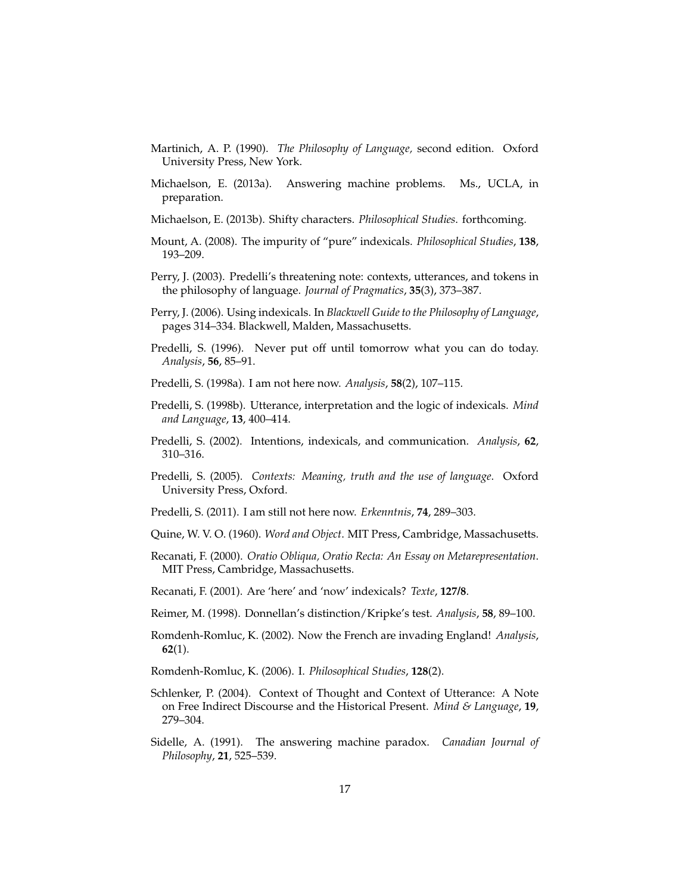Martinich, A. P. (1990). *The Philosophy of Language,* second edition. Oxford University Press, New York.

Michaelson, E. (2013a). Answering machine problems. Ms., UCLA, in preparation.

Michaelson, E. (2013b). Shifty characters. *Philosophical Studies*. forthcoming.

Mount, A. (2008). The impurity of "pure" indexicals. *Philosophical Studies*, **138**, 193–209.

Perry, J. (2003). Predelli's threatening note: contexts, utterances, and tokens in the philosophy of language. *Journal of Pragmatics*, **35**(3), 373–387.

Perry, J. (2006). Using indexicals. In *Blackwell Guide to the Philosophy of Language*, pages 314–334. Blackwell, Malden, Massachusetts.

Predelli, S. (1996). Never put off until tomorrow what you can do today. *Analysis*, **56**, 85–91.

Predelli, S. (1998a). I am not here now. *Analysis*, **58**(2), 107–115.

Predelli, S. (1998b). Utterance, interpretation and the logic of indexicals. *Mind and Language*, **13**, 400–414.

Predelli, S. (2002). Intentions, indexicals, and communication. *Analysis*, **62**, 310–316.

Predelli, S. (2005). *Contexts: Meaning, truth and the use of language*. Oxford University Press, Oxford.

Predelli, S. (2011). I am still not here now. *Erkenntnis*, **74**, 289–303.

Quine, W. V. O. (1960). *Word and Object*. MIT Press, Cambridge, Massachusetts.

Recanati, F. (2000). *Oratio Obliqua, Oratio Recta: An Essay on Metarepresentation*. MIT Press, Cambridge, Massachusetts.

Recanati, F. (2001). Are 'here' and 'now' indexicals? *Texte*, **127/8**.

Reimer, M. (1998). Donnellan's distinction/Kripke's test. *Analysis*, **58**, 89–100.

Romdenh-Romluc, K. (2002). Now the French are invading England! *Analysis*, **62**(1).

Romdenh-Romluc, K. (2006). I. *Philosophical Studies*, **128**(2).

Schlenker, P. (2004). Context of Thought and Context of Utterance: A Note on Free Indirect Discourse and the Historical Present. *Mind & Language*, **19**, 279–304.

Sidelle, A. (1991). The answering machine paradox. *Canadian Journal of Philosophy*, **21**, 525–539.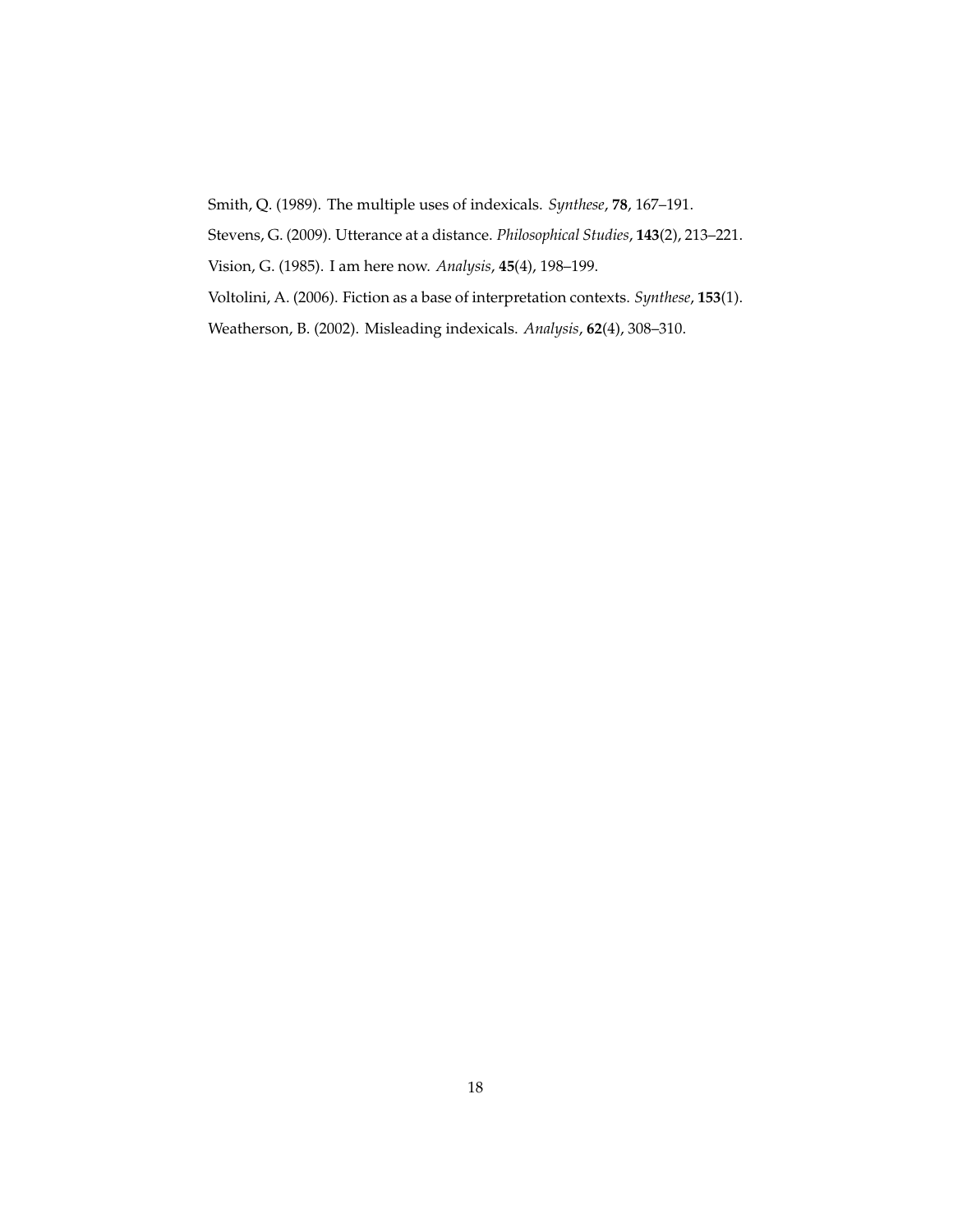Smith, Q. (1989). The multiple uses of indexicals. *Synthese*, **78**, 167–191.

Stevens, G. (2009). Utterance at a distance. *Philosophical Studies*, **143**(2), 213–221.

Vision, G. (1985). I am here now. *Analysis*, **45**(4), 198–199.

Voltolini, A. (2006). Fiction as a base of interpretation contexts. *Synthese*, **153**(1).

Weatherson, B. (2002). Misleading indexicals. *Analysis*, **62**(4), 308–310.